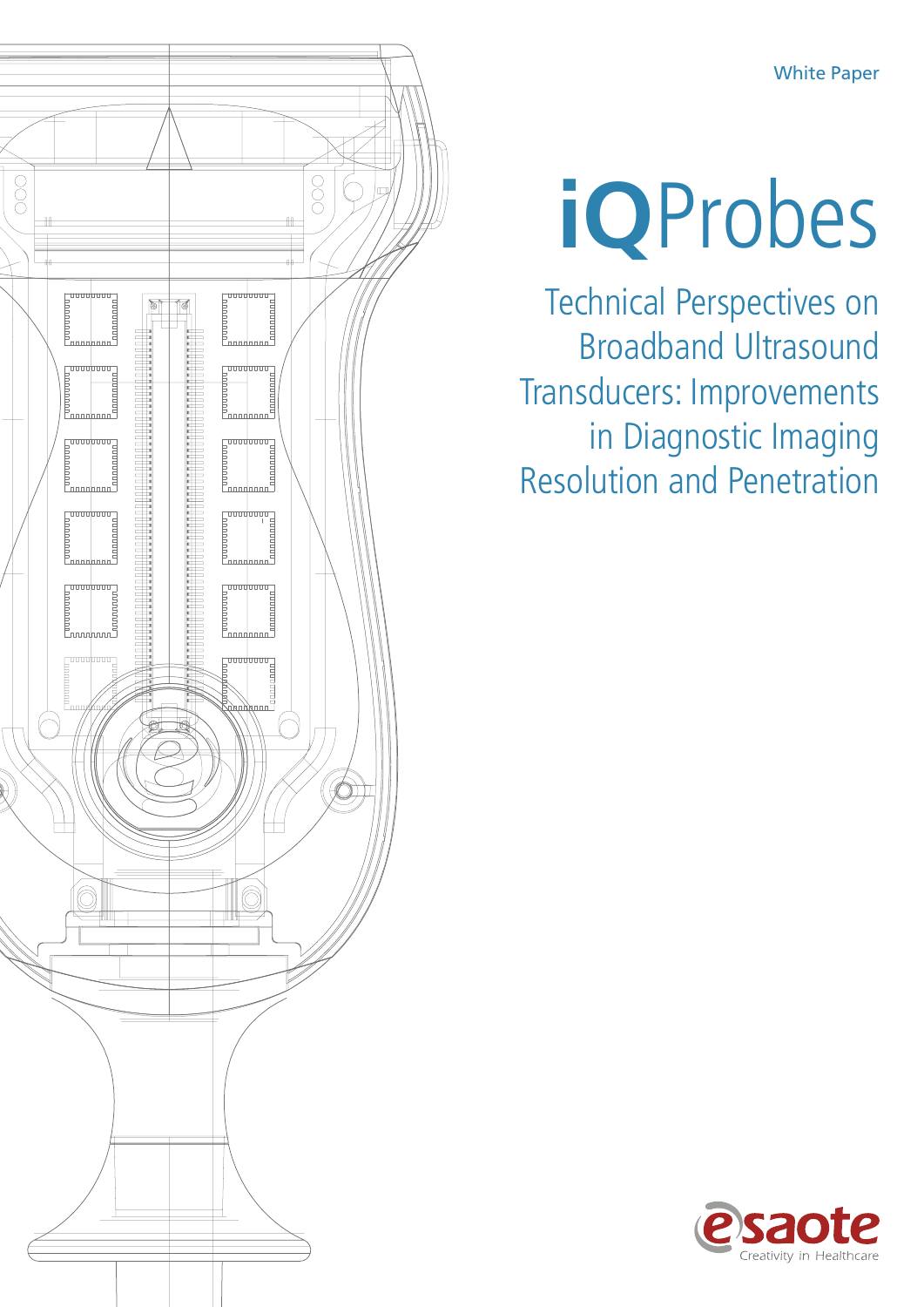White Paper

# iQProbes

## Technical Perspectives on Broadband Ultrasound Transducers: Improvements in Diagnostic Imaging Resolution and Penetration

esaote
Creativity in Healthcare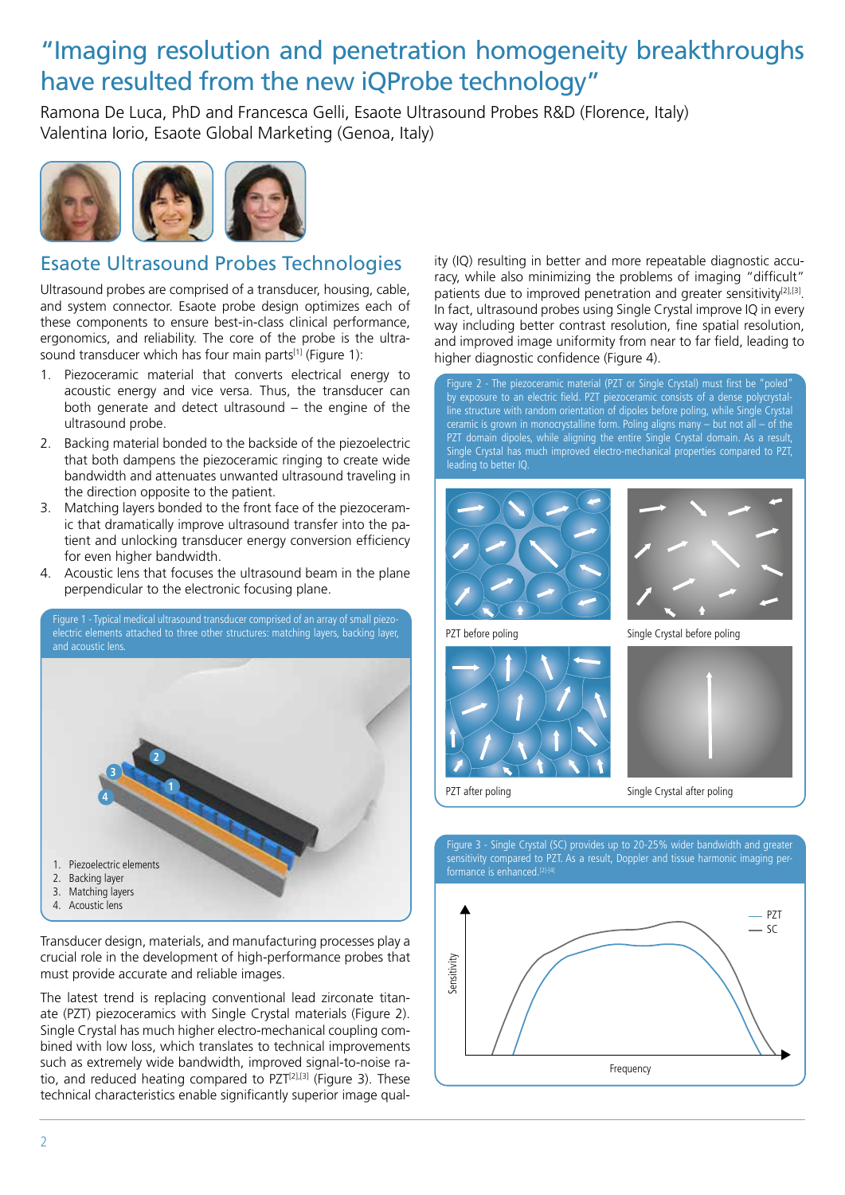# "Imaging resolution and penetration homogeneity breakthroughs have resulted from the new iQProbe technology"

Ramona De Luca, PhD and Francesca Gelli, Esaote Ultrasound Probes R&D (Florence, Italy)
Valentina Iorio, Esaote Global Marketing (Genoa, Italy)

## Esaote Ultrasound Probes Technologies

Ultrasound probes are comprised of a transducer, housing, cable, and system connector. Esaote probe design optimizes each of these components to ensure best-in-class clinical performance, ergonomics, and reliability. The core of the probe is the ultrasound transducer which has four main parts[1] (Figure 1):

1. Piezoceramic material that converts electrical energy to acoustic energy and vice versa. Thus, the transducer can both generate and detect ultrasound – the engine of the ultrasound probe.
2. Backing material bonded to the backside of the piezoelectric that both dampens the piezoceramic ringing to create wide bandwidth and attenuates unwanted ultrasound traveling in the direction opposite to the patient.
3. Matching layers bonded to the front face of the piezoceramic that dramatically improve ultrasound transfer into the patient and unlocking transducer energy conversion efficiency for even higher bandwidth.
4. Acoustic lens that focuses the ultrasound beam in the plane perpendicular to the electronic focusing plane.

Figure 1 - Typical medical ultrasound transducer comprised of an array of small piezoelectric elements attached to three other structures: matching layers, backing layer, and acoustic lens.

1. Piezoelectric elements
2. Backing layer
3. Matching layers
4. Acoustic lens

Transducer design, materials, and manufacturing processes play a crucial role in the development of high-performance probes that must provide accurate and reliable images.

The latest trend is replacing conventional lead zirconate titanate (PZT) piezoceramics with Single Crystal materials (Figure 2). Single Crystal has much higher electro-mechanical coupling combined with low loss, which translates to technical improvements such as extremely wide bandwidth, improved signal-to-noise ratio, and reduced heating compared to PZT[2],[3] (Figure 3). These technical characteristics enable significantly superior image quality (IQ) resulting in better and more repeatable diagnostic accuracy, while also minimizing the problems of imaging "difficult" patients due to improved penetration and greater sensitivity[2],[3]. In fact, ultrasound probes using Single Crystal improve IQ in every way including better contrast resolution, fine spatial resolution, and improved image uniformity from near to far field, leading to higher diagnostic confidence (Figure 4).

Figure 2 - The piezoceramic material (PZT or Single Crystal) must first be "poled" by exposure to an electric field. PZT piezoceramic consists of a dense polycrystalline structure with random orientation of dipoles before poling, while Single Crystal ceramic is grown in monocrystalline form. Poling aligns many – but not all – of the PZT domain dipoles, while aligning the entire Single Crystal domain. As a result, Single Crystal has much improved electro-mechanical properties compared to PZT, leading to better IQ.

PZT before poling | Single Crystal before poling | PZT after poling | Single Crystal after poling

Figure 3 - Single Crystal (SC) provides up to 20-25% wider bandwidth and greater sensitivity compared to PZT. As a result, Doppler and tissue harmonic imaging performance is enhanced.[2]-[4]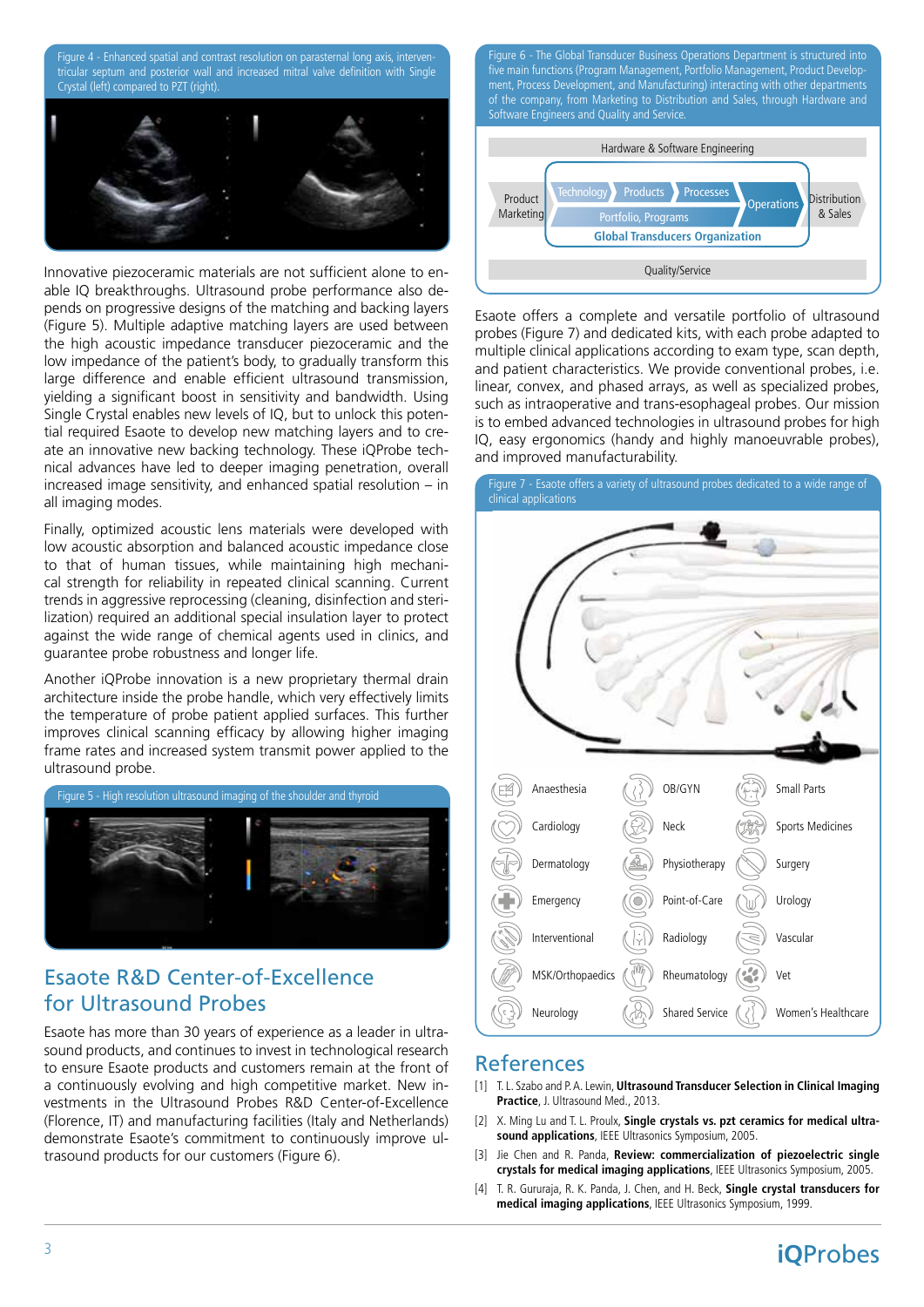Figure 4 - Enhanced spatial and contrast resolution on parasternal long axis, interventricular septum and posterior wall and increased mitral valve definition with Single Crystal (left) compared to PZT (right).

Innovative piezoceramic materials are not sufficient alone to enable IQ breakthroughs. Ultrasound probe performance also depends on progressive designs of the matching and backing layers (Figure 5). Multiple adaptive matching layers are used between the high acoustic impedance transducer piezoceramic and the low impedance of the patient's body, to gradually transform this large difference and enable efficient ultrasound transmission, yielding a significant boost in sensitivity and bandwidth. Using Single Crystal enables new levels of IQ, but to unlock this potential required Esaote to develop new matching layers and to create an innovative new backing technology. These iQProbe technical advances have led to deeper imaging penetration, overall increased image sensitivity, and enhanced spatial resolution – in all imaging modes.

Finally, optimized acoustic lens materials were developed with low acoustic absorption and balanced acoustic impedance close to that of human tissues, while maintaining high mechanical strength for reliability in repeated clinical scanning. Current trends in aggressive reprocessing (cleaning, disinfection and sterilization) required an additional special insulation layer to protect against the wide range of chemical agents used in clinics, and guarantee probe robustness and longer life.

Another iQProbe innovation is a new proprietary thermal drain architecture inside the probe handle, which very effectively limits the temperature of probe patient applied surfaces. This further improves clinical scanning efficacy by allowing higher imaging frame rates and increased system transmit power applied to the ultrasound probe.

Figure 5 - High resolution ultrasound imaging of the shoulder and thyroid

## Esaote R&D Center-of-Excellence for Ultrasound Probes

Esaote has more than 30 years of experience as a leader in ultrasound products, and continues to invest in technological research to ensure Esaote products and customers remain at the front of a continuously evolving and high competitive market. New investments in the Ultrasound Probes R&D Center-of-Excellence (Florence, IT) and manufacturing facilities (Italy and Netherlands) demonstrate Esaote's commitment to continuously improve ultrasound products for our customers (Figure 6).

Figure 6 - The Global Transducer Business Operations Department is structured into five main functions (Program Management, Portfolio Management, Product Development, Process Development, and Manufacturing) interacting with other departments of the company, from Marketing to Distribution and Sales, through Hardware and Software Engineers and Quality and Service.

Hardware & Software Engineering

Product Marketing | Technology | Products | Processes | Operations | Distribution & Sales

Portfolio, Programs

Global Transducers Organization

Quality/Service

Esaote offers a complete and versatile portfolio of ultrasound probes (Figure 7) and dedicated kits, with each probe adapted to multiple clinical applications according to exam type, scan depth, and patient characteristics. We provide conventional probes, i.e. linear, convex, and phased arrays, as well as specialized probes, such as intraoperative and trans-esophageal probes. Our mission is to embed advanced technologies in ultrasound probes for high IQ, easy ergonomics (handy and highly manoeuvrable probes), and improved manufacturability.

Figure 7 - Esaote offers a variety of ultrasound probes dedicated to a wide range of clinical applications

| | | |
|---|---|---|
| Anaesthesia | OB/GYN | Small Parts |
| Cardiology | Neck | Sports Medicines |
| Dermatology | Physiotherapy | Surgery |
| Emergency | Point-of-Care | Urology |
| Interventional | Radiology | Vascular |
| MSK/Orthopaedics | Rheumatology | Vet |
| Neurology | Shared Service | Women's Healthcare |

## References

[1] T. L. Szabo and P. A. Lewin, **Ultrasound Transducer Selection in Clinical Imaging Practice**, J. Ultrasound Med., 2013.

[2] X. Ming Lu and T. L. Proulx, **Single crystals vs. pzt ceramics for medical ultrasound applications**, IEEE Ultrasonics Symposium, 2005.

[3] Jie Chen and R. Panda, **Review: commercialization of piezoelectric single crystals for medical imaging applications**, IEEE Ultrasonics Symposium, 2005.

[4] T. R. Gururaja, R. K. Panda, J. Chen, and H. Beck, **Single crystal transducers for medical imaging applications**, IEEE Ultrasonics Symposium, 1999.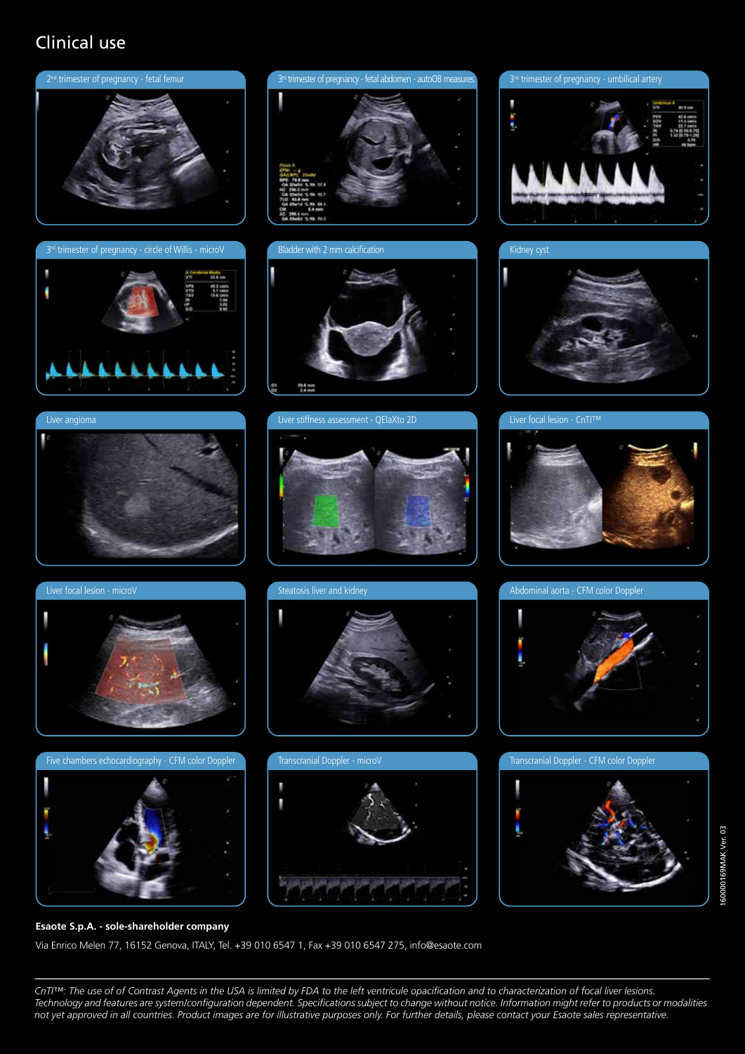## Clinical use

2[nd] trimester of pregnancy - fetal femur

3[rd] trimester of pregnancy - fetal abdomen - autoOB measures

3[rd] trimester of pregnancy - umbilical artery

3[rd] trimester of pregnancy - circle of Willis - microV

Bladder with 2 mm calcification

Kidney cyst

Liver angioma

Liver stiffness assessment - QElaXto 2D

Liver focal lesion - CnTI™

Liver focal lesion - microV

Steatosis liver and kidney

Abdominal aorta - CFM color Doppler

Five chambers echocardiography - CFM color Doppler

Transcranial Doppler - microV

Transcranial Doppler - CFM color Doppler

**Esaote S.p.A. - sole-shareholder company**

Via Enrico Melen 77, 16152 Genova, ITALY, Tel. +39 010 6547 1, Fax +39 010 6547 275, info@esaote.com

160000169MAK Ver. 03

*CnTI™: The use of of Contrast Agents in the USA is limited by FDA to the left ventricule opacification and to characterization of focal liver lesions. Technology and features are system/configuration dependent. Specifications subject to change without notice. Information might refer to products or modalities not yet approved in all countries. Product images are for illustrative purposes only. For further details, please contact your Esaote sales representative.*